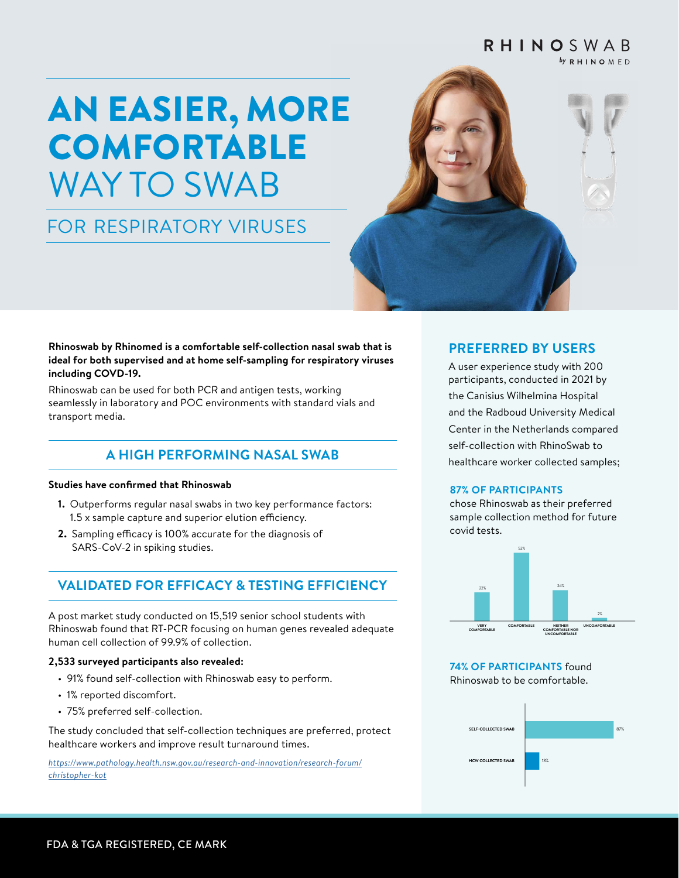RHINOSWAB by RHINOMED

# AN EASIER, MORE COMFORTABLE WAY TO SWAB

## FOR RESPIRATORY VIRUSES

**Rhinoswab by Rhinomed is a comfortable self-collection nasal swab that is ideal for both supervised and at home self-sampling for respiratory viruses including COVD-19.**

Rhinoswab can be used for both PCR and antigen tests, working seamlessly in laboratory and POC environments with standard vials and transport media.

## A HIGH PERFORMING NASAL SWAB

**Studies have confirmed that Rhinoswab**

1. Outperforms regular nasal swabs in two key performance factors: 1.5 x sample capture and superior elution efficiency.
2. Sampling efficacy is 100% accurate for the diagnosis of SARS-CoV-2 in spiking studies.

## VALIDATED FOR EFFICACY & TESTING EFFICIENCY

A post market study conducted on 15,519 senior school students with Rhinoswab found that RT-PCR focusing on human genes revealed adequate human cell collection of 99.9% of collection.

**2,533 surveyed participants also revealed:**

- 91% found self-collection with Rhinoswab easy to perform.
- 1% reported discomfort.
- 75% preferred self-collection.

The study concluded that self-collection techniques are preferred, protect healthcare workers and improve result turnaround times.

*https://www.pathology.health.nsw.gov.au/research-and-innovation/research-forum/christopher-kot*

## PREFERRED BY USERS

A user experience study with 200 participants, conducted in 2021 by the Canisius Wilhelmina Hospital and the Radboud University Medical Center in the Netherlands compared self-collection with RhinoSwab to healthcare worker collected samples;

**87% OF PARTICIPANTS** chose Rhinoswab as their preferred sample collection method for future covid tests.

| VERY COMFORTABLE | COMFORTABLE | NEITHER COMFORTABLE NOR UNCOMFORTABLE | UNCOMFORTABLE |
|---|---|---|---|
| 22% | 52% | 24% | 2% |

**74% OF PARTICIPANTS** found Rhinoswab to be comfortable.

| Collection method | % |
|---|---|
| SELF-COLLECTED SWAB | 87% |
| HCW COLLECTED SWAB | 13% |

FDA & TGA REGISTERED, CE MARK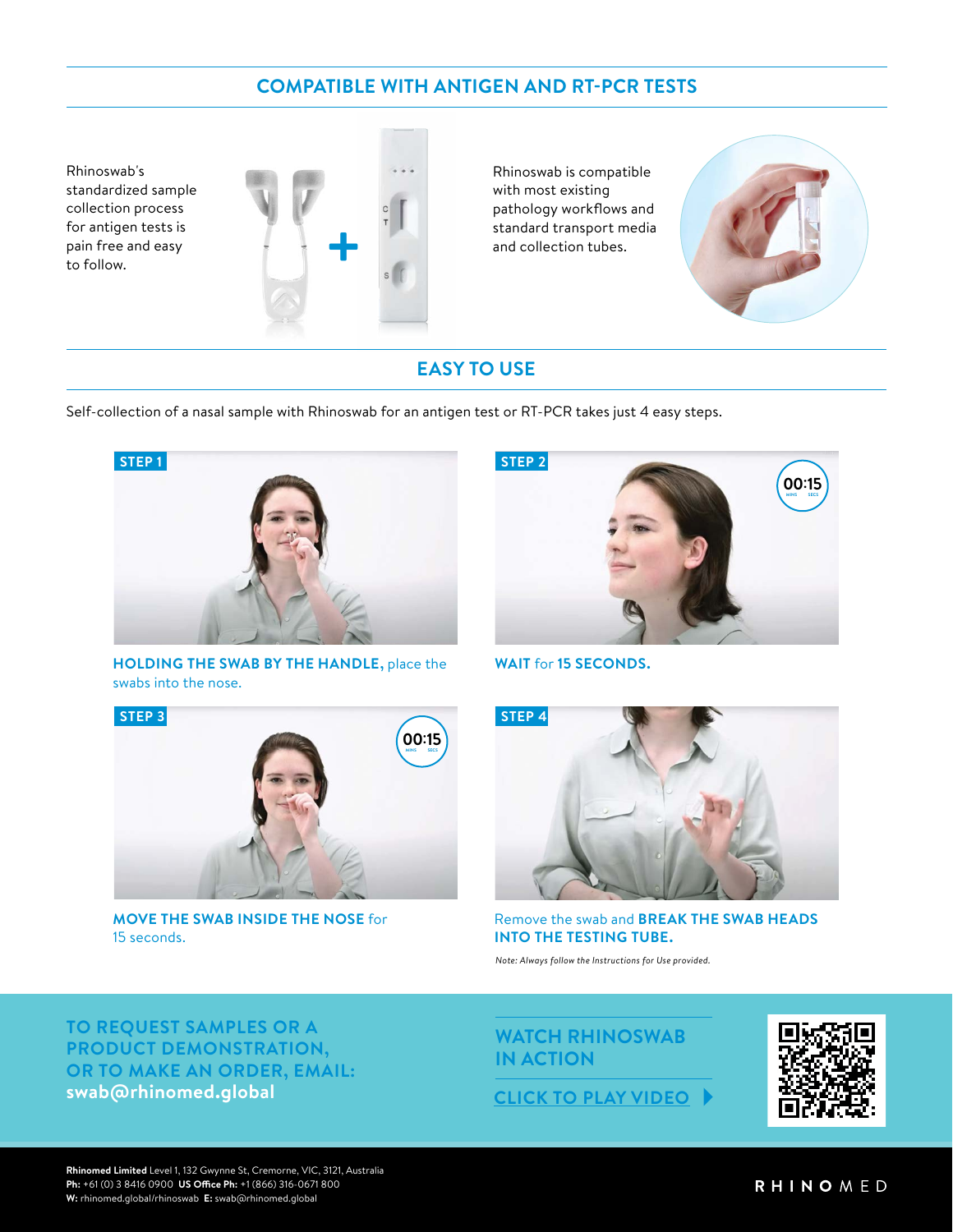## COMPATIBLE WITH ANTIGEN AND RT-PCR TESTS

Rhinoswab's standardized sample collection process for antigen tests is pain free and easy to follow.

Rhinoswab is compatible with most existing pathology workflows and standard transport media and collection tubes.

## EASY TO USE

Self-collection of a nasal sample with Rhinoswab for an antigen test or RT-PCR takes just 4 easy steps.

**STEP 1**

**HOLDING THE SWAB BY THE HANDLE,** place the swabs into the nose.

**STEP 2**

**WAIT** for **15 SECONDS.**

**STEP 3**

**MOVE THE SWAB INSIDE THE NOSE** for 15 seconds.

**STEP 4**

Remove the swab and **BREAK THE SWAB HEADS INTO THE TESTING TUBE.**

*Note: Always follow the Instructions for Use provided.*

**TO REQUEST SAMPLES OR A PRODUCT DEMONSTRATION, OR TO MAKE AN ORDER, EMAIL:**
**swab@rhinomed.global**

**WATCH RHINOSWAB IN ACTION**

**CLICK TO PLAY VIDEO**

**Rhinomed Limited** Level 1, 132 Gwynne St, Cremorne, VIC, 3121, Australia
**Ph:** +61 (0) 3 8416 0900 **US Office Ph:** +1 (866) 316-0671 800
**W:** rhinomed.global/rhinoswab **E:** swab@rhinomed.global

RHINOMED